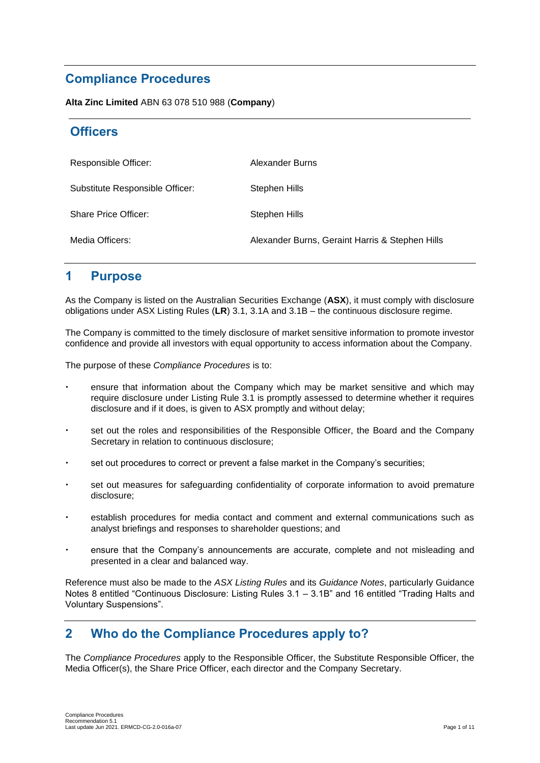# Compliance Procedures

**Alta Zinc Limited** ABN 63 078 510 988 (**Company**)

## Officers

| | |
|---|---|
| Responsible Officer: | Alexander Burns |
| Substitute Responsible Officer: | Stephen Hills |
| Share Price Officer: | Stephen Hills |
| Media Officers: | Alexander Burns, Geraint Harris & Stephen Hills |

## 1 Purpose

As the Company is listed on the Australian Securities Exchange (**ASX**), it must comply with disclosure obligations under ASX Listing Rules (**LR**) 3.1, 3.1A and 3.1B – the continuous disclosure regime.

The Company is committed to the timely disclosure of market sensitive information to promote investor confidence and provide all investors with equal opportunity to access information about the Company.

The purpose of these *Compliance Procedures* is to:

- ensure that information about the Company which may be market sensitive and which may require disclosure under Listing Rule 3.1 is promptly assessed to determine whether it requires disclosure and if it does, is given to ASX promptly and without delay;
- set out the roles and responsibilities of the Responsible Officer, the Board and the Company Secretary in relation to continuous disclosure;
- set out procedures to correct or prevent a false market in the Company's securities;
- set out measures for safeguarding confidentiality of corporate information to avoid premature disclosure;
- establish procedures for media contact and comment and external communications such as analyst briefings and responses to shareholder questions; and
- ensure that the Company's announcements are accurate, complete and not misleading and presented in a clear and balanced way.

Reference must also be made to the *ASX Listing Rules* and its *Guidance Notes*, particularly Guidance Notes 8 entitled "Continuous Disclosure: Listing Rules 3.1 – 3.1B" and 16 entitled "Trading Halts and Voluntary Suspensions".

## 2 Who do the Compliance Procedures apply to?

The *Compliance Procedures* apply to the Responsible Officer, the Substitute Responsible Officer, the Media Officer(s), the Share Price Officer, each director and the Company Secretary.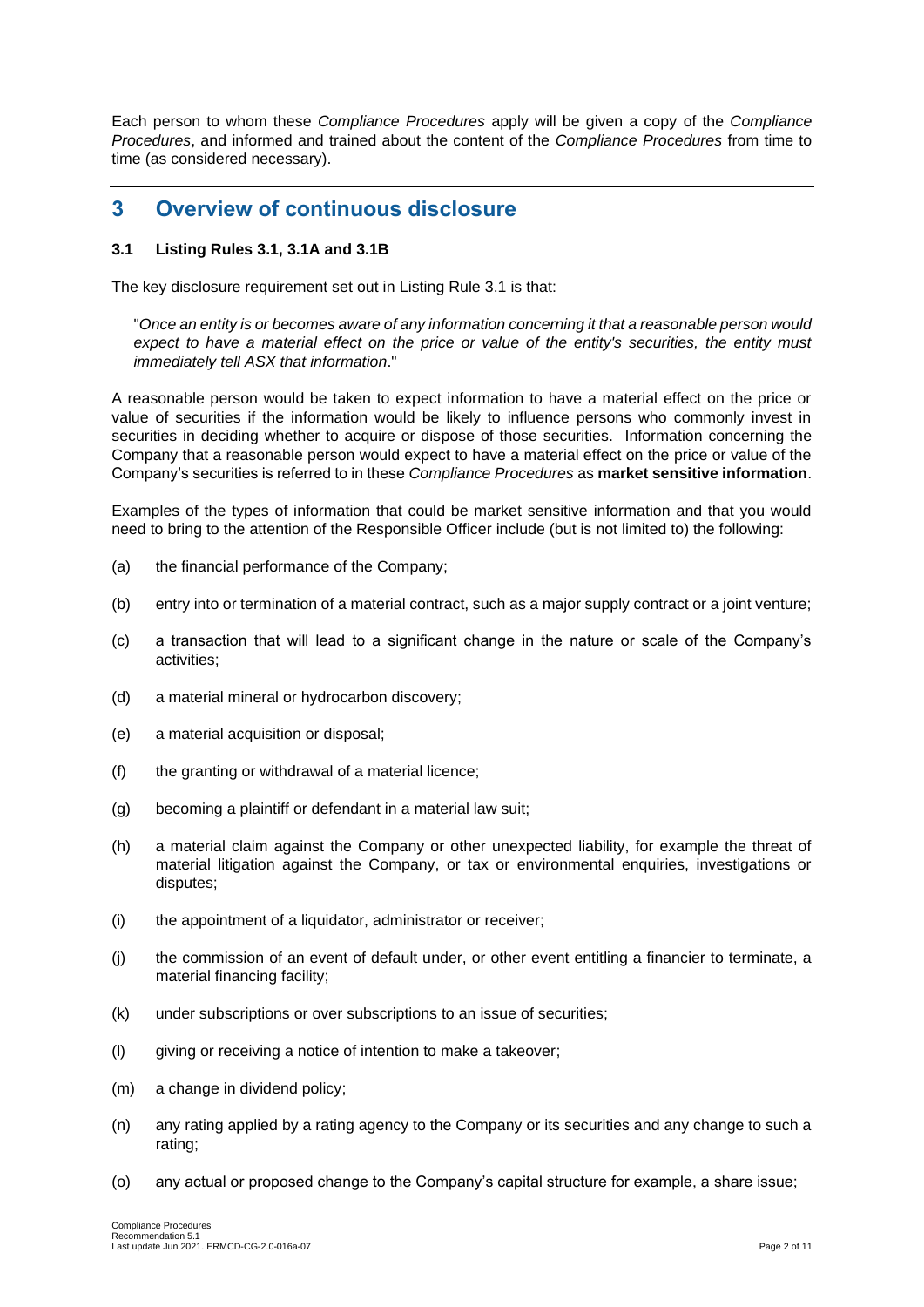Each person to whom these *Compliance Procedures* apply will be given a copy of the *Compliance Procedures*, and informed and trained about the content of the *Compliance Procedures* from time to time (as considered necessary).

---

## 3 Overview of continuous disclosure

### 3.1 Listing Rules 3.1, 3.1A and 3.1B

The key disclosure requirement set out in Listing Rule 3.1 is that:

> "*Once an entity is or becomes aware of any information concerning it that a reasonable person would expect to have a material effect on the price or value of the entity's securities, the entity must immediately tell ASX that information*."

A reasonable person would be taken to expect information to have a material effect on the price or value of securities if the information would be likely to influence persons who commonly invest in securities in deciding whether to acquire or dispose of those securities. Information concerning the Company that a reasonable person would expect to have a material effect on the price or value of the Company's securities is referred to in these *Compliance Procedures* as **market sensitive information**.

Examples of the types of information that could be market sensitive information and that you would need to bring to the attention of the Responsible Officer include (but is not limited to) the following:

(a) the financial performance of the Company;

(b) entry into or termination of a material contract, such as a major supply contract or a joint venture;

(c) a transaction that will lead to a significant change in the nature or scale of the Company's activities;

(d) a material mineral or hydrocarbon discovery;

(e) a material acquisition or disposal;

(f) the granting or withdrawal of a material licence;

(g) becoming a plaintiff or defendant in a material law suit;

(h) a material claim against the Company or other unexpected liability, for example the threat of material litigation against the Company, or tax or environmental enquiries, investigations or disputes;

(i) the appointment of a liquidator, administrator or receiver;

(j) the commission of an event of default under, or other event entitling a financier to terminate, a material financing facility;

(k) under subscriptions or over subscriptions to an issue of securities;

(l) giving or receiving a notice of intention to make a takeover;

(m) a change in dividend policy;

(n) any rating applied by a rating agency to the Company or its securities and any change to such a rating;

(o) any actual or proposed change to the Company's capital structure for example, a share issue;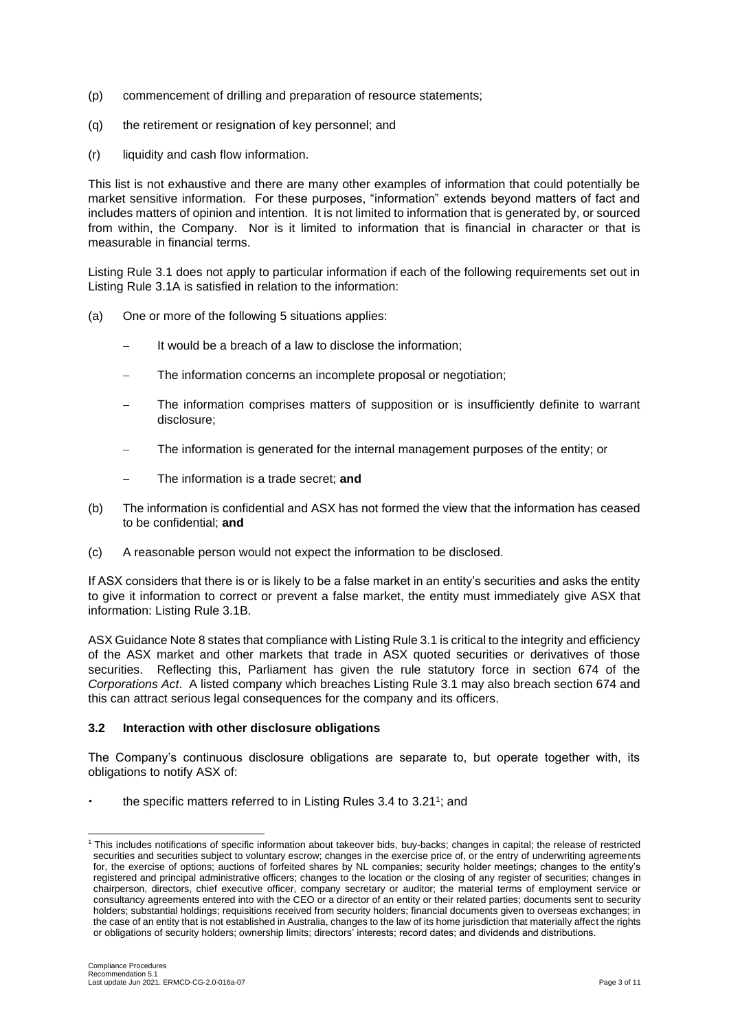(p) commencement of drilling and preparation of resource statements;

(q) the retirement or resignation of key personnel; and

(r) liquidity and cash flow information.

This list is not exhaustive and there are many other examples of information that could potentially be market sensitive information. For these purposes, "information" extends beyond matters of fact and includes matters of opinion and intention. It is not limited to information that is generated by, or sourced from within, the Company. Nor is it limited to information that is financial in character or that is measurable in financial terms.

Listing Rule 3.1 does not apply to particular information if each of the following requirements set out in Listing Rule 3.1A is satisfied in relation to the information:

(a) One or more of the following 5 situations applies:

- It would be a breach of a law to disclose the information;
- The information concerns an incomplete proposal or negotiation;
- The information comprises matters of supposition or is insufficiently definite to warrant disclosure;
- The information is generated for the internal management purposes of the entity; or
- The information is a trade secret; **and**

(b) The information is confidential and ASX has not formed the view that the information has ceased to be confidential; **and**

(c) A reasonable person would not expect the information to be disclosed.

If ASX considers that there is or is likely to be a false market in an entity's securities and asks the entity to give it information to correct or prevent a false market, the entity must immediately give ASX that information: Listing Rule 3.1B.

ASX Guidance Note 8 states that compliance with Listing Rule 3.1 is critical to the integrity and efficiency of the ASX market and other markets that trade in ASX quoted securities or derivatives of those securities. Reflecting this, Parliament has given the rule statutory force in section 674 of the *Corporations Act*. A listed company which breaches Listing Rule 3.1 may also breach section 674 and this can attract serious legal consequences for the company and its officers.

### 3.2 Interaction with other disclosure obligations

The Company's continuous disclosure obligations are separate to, but operate together with, its obligations to notify ASX of:

- the specific matters referred to in Listing Rules 3.4 to 3.21[1]; and

[1] This includes notifications of specific information about takeover bids, buy-backs; changes in capital; the release of restricted securities and securities subject to voluntary escrow; changes in the exercise price of, or the entry of underwriting agreements for, the exercise of options; auctions of forfeited shares by NL companies; security holder meetings; changes to the entity's registered and principal administrative officers; changes to the location or the closing of any register of securities; changes in chairperson, directors, chief executive officer, company secretary or auditor; the material terms of employment service or consultancy agreements entered into with the CEO or a director of an entity or their related parties; documents sent to security holders; substantial holdings; requisitions received from security holders; financial documents given to overseas exchanges; in the case of an entity that is not established in Australia, changes to the law of its home jurisdiction that materially affect the rights or obligations of security holders; ownership limits; directors' interests; record dates; and dividends and distributions.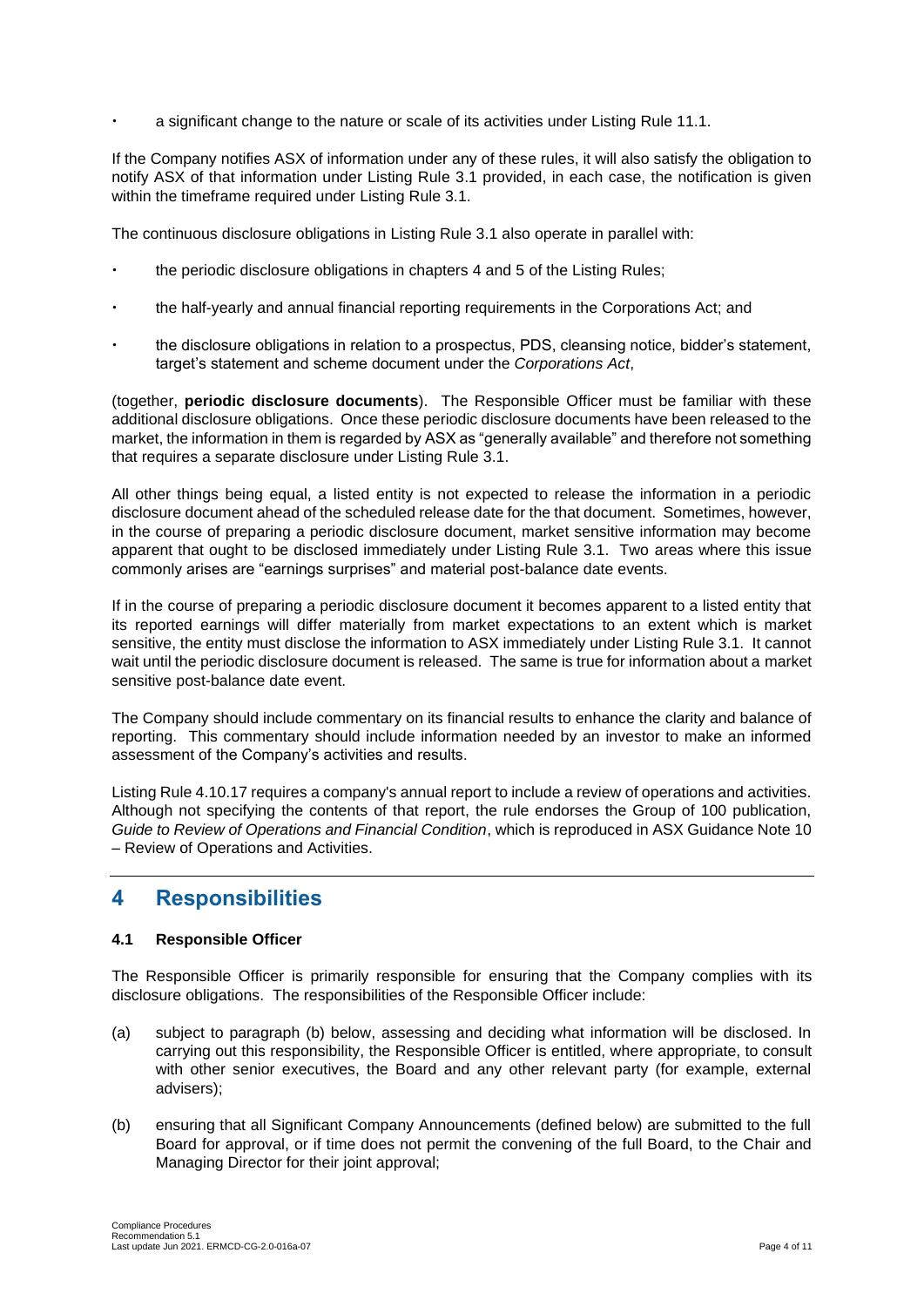- a significant change to the nature or scale of its activities under Listing Rule 11.1.

If the Company notifies ASX of information under any of these rules, it will also satisfy the obligation to notify ASX of that information under Listing Rule 3.1 provided, in each case, the notification is given within the timeframe required under Listing Rule 3.1.

The continuous disclosure obligations in Listing Rule 3.1 also operate in parallel with:

- the periodic disclosure obligations in chapters 4 and 5 of the Listing Rules;
- the half-yearly and annual financial reporting requirements in the Corporations Act; and
- the disclosure obligations in relation to a prospectus, PDS, cleansing notice, bidder's statement, target's statement and scheme document under the *Corporations Act*,

(together, **periodic disclosure documents**). The Responsible Officer must be familiar with these additional disclosure obligations. Once these periodic disclosure documents have been released to the market, the information in them is regarded by ASX as "generally available" and therefore not something that requires a separate disclosure under Listing Rule 3.1.

All other things being equal, a listed entity is not expected to release the information in a periodic disclosure document ahead of the scheduled release date for the that document. Sometimes, however, in the course of preparing a periodic disclosure document, market sensitive information may become apparent that ought to be disclosed immediately under Listing Rule 3.1. Two areas where this issue commonly arises are "earnings surprises" and material post-balance date events.

If in the course of preparing a periodic disclosure document it becomes apparent to a listed entity that its reported earnings will differ materially from market expectations to an extent which is market sensitive, the entity must disclose the information to ASX immediately under Listing Rule 3.1. It cannot wait until the periodic disclosure document is released. The same is true for information about a market sensitive post-balance date event.

The Company should include commentary on its financial results to enhance the clarity and balance of reporting. This commentary should include information needed by an investor to make an informed assessment of the Company's activities and results.

Listing Rule 4.10.17 requires a company's annual report to include a review of operations and activities. Although not specifying the contents of that report, the rule endorses the Group of 100 publication, *Guide to Review of Operations and Financial Condition*, which is reproduced in ASX Guidance Note 10 – Review of Operations and Activities.

## 4 Responsibilities

### 4.1 Responsible Officer

The Responsible Officer is primarily responsible for ensuring that the Company complies with its disclosure obligations. The responsibilities of the Responsible Officer include:

(a) subject to paragraph (b) below, assessing and deciding what information will be disclosed. In carrying out this responsibility, the Responsible Officer is entitled, where appropriate, to consult with other senior executives, the Board and any other relevant party (for example, external advisers);

(b) ensuring that all Significant Company Announcements (defined below) are submitted to the full Board for approval, or if time does not permit the convening of the full Board, to the Chair and Managing Director for their joint approval;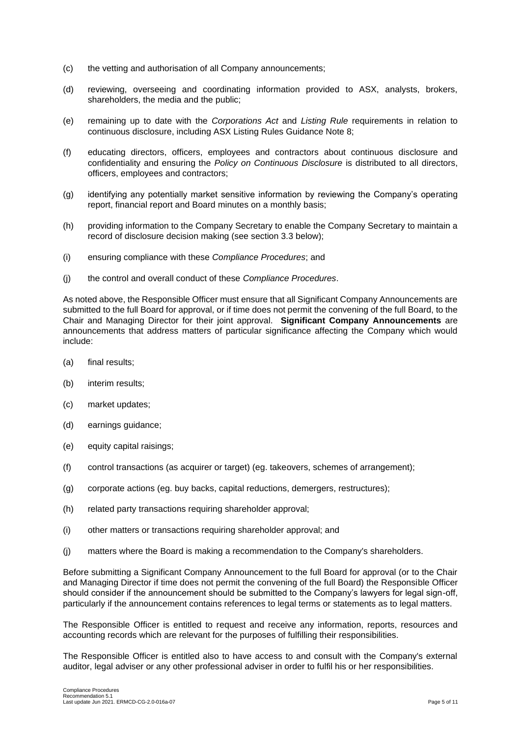(c) the vetting and authorisation of all Company announcements;

(d) reviewing, overseeing and coordinating information provided to ASX, analysts, brokers, shareholders, the media and the public;

(e) remaining up to date with the *Corporations Act* and *Listing Rule* requirements in relation to continuous disclosure, including ASX Listing Rules Guidance Note 8;

(f) educating directors, officers, employees and contractors about continuous disclosure and confidentiality and ensuring the *Policy on Continuous Disclosure* is distributed to all directors, officers, employees and contractors;

(g) identifying any potentially market sensitive information by reviewing the Company's operating report, financial report and Board minutes on a monthly basis;

(h) providing information to the Company Secretary to enable the Company Secretary to maintain a record of disclosure decision making (see section 3.3 below);

(i) ensuring compliance with these *Compliance Procedures*; and

(j) the control and overall conduct of these *Compliance Procedures*.

As noted above, the Responsible Officer must ensure that all Significant Company Announcements are submitted to the full Board for approval, or if time does not permit the convening of the full Board, to the Chair and Managing Director for their joint approval. **Significant Company Announcements** are announcements that address matters of particular significance affecting the Company which would include:

(a) final results;

(b) interim results;

(c) market updates;

(d) earnings guidance;

(e) equity capital raisings;

(f) control transactions (as acquirer or target) (eg. takeovers, schemes of arrangement);

(g) corporate actions (eg. buy backs, capital reductions, demergers, restructures);

(h) related party transactions requiring shareholder approval;

(i) other matters or transactions requiring shareholder approval; and

(j) matters where the Board is making a recommendation to the Company's shareholders.

Before submitting a Significant Company Announcement to the full Board for approval (or to the Chair and Managing Director if time does not permit the convening of the full Board) the Responsible Officer should consider if the announcement should be submitted to the Company's lawyers for legal sign-off, particularly if the announcement contains references to legal terms or statements as to legal matters.

The Responsible Officer is entitled to request and receive any information, reports, resources and accounting records which are relevant for the purposes of fulfilling their responsibilities.

The Responsible Officer is entitled also to have access to and consult with the Company's external auditor, legal adviser or any other professional adviser in order to fulfil his or her responsibilities.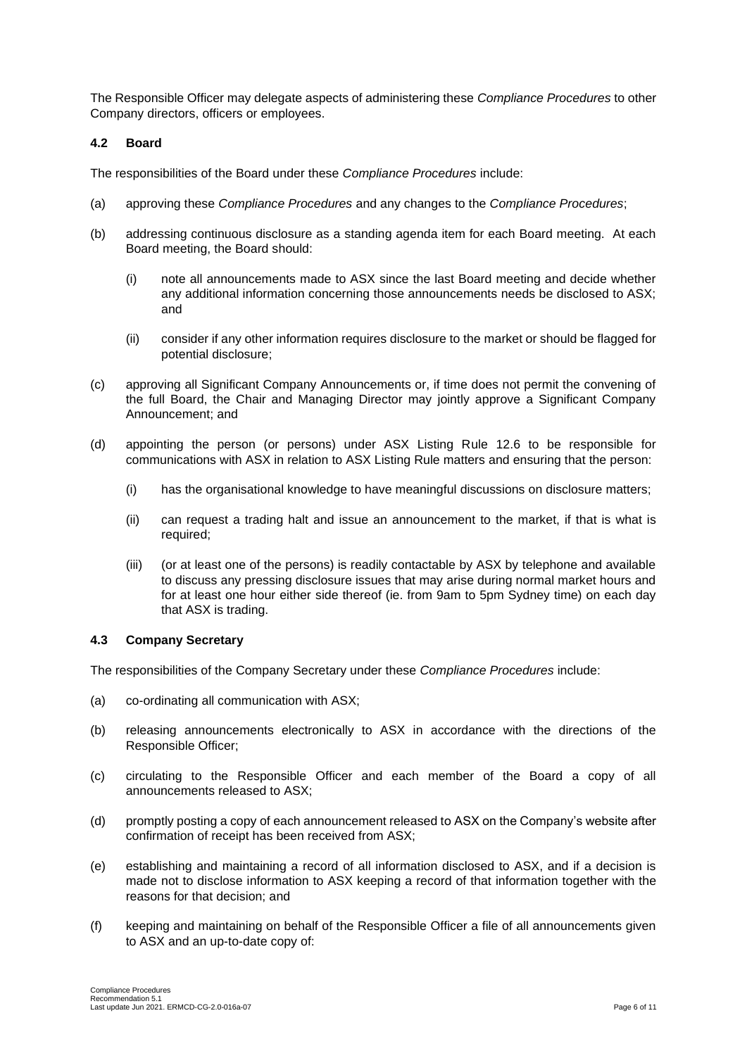The Responsible Officer may delegate aspects of administering these *Compliance Procedures* to other Company directors, officers or employees.

### 4.2 Board

The responsibilities of the Board under these *Compliance Procedures* include:

(a) approving these *Compliance Procedures* and any changes to the *Compliance Procedures*;

(b) addressing continuous disclosure as a standing agenda item for each Board meeting. At each Board meeting, the Board should:

  (i) note all announcements made to ASX since the last Board meeting and decide whether any additional information concerning those announcements needs be disclosed to ASX; and

  (ii) consider if any other information requires disclosure to the market or should be flagged for potential disclosure;

(c) approving all Significant Company Announcements or, if time does not permit the convening of the full Board, the Chair and Managing Director may jointly approve a Significant Company Announcement; and

(d) appointing the person (or persons) under ASX Listing Rule 12.6 to be responsible for communications with ASX in relation to ASX Listing Rule matters and ensuring that the person:

  (i) has the organisational knowledge to have meaningful discussions on disclosure matters;

  (ii) can request a trading halt and issue an announcement to the market, if that is what is required;

  (iii) (or at least one of the persons) is readily contactable by ASX by telephone and available to discuss any pressing disclosure issues that may arise during normal market hours and for at least one hour either side thereof (ie. from 9am to 5pm Sydney time) on each day that ASX is trading.

### 4.3 Company Secretary

The responsibilities of the Company Secretary under these *Compliance Procedures* include:

(a) co-ordinating all communication with ASX;

(b) releasing announcements electronically to ASX in accordance with the directions of the Responsible Officer;

(c) circulating to the Responsible Officer and each member of the Board a copy of all announcements released to ASX;

(d) promptly posting a copy of each announcement released to ASX on the Company's website after confirmation of receipt has been received from ASX;

(e) establishing and maintaining a record of all information disclosed to ASX, and if a decision is made not to disclose information to ASX keeping a record of that information together with the reasons for that decision; and

(f) keeping and maintaining on behalf of the Responsible Officer a file of all announcements given to ASX and an up-to-date copy of: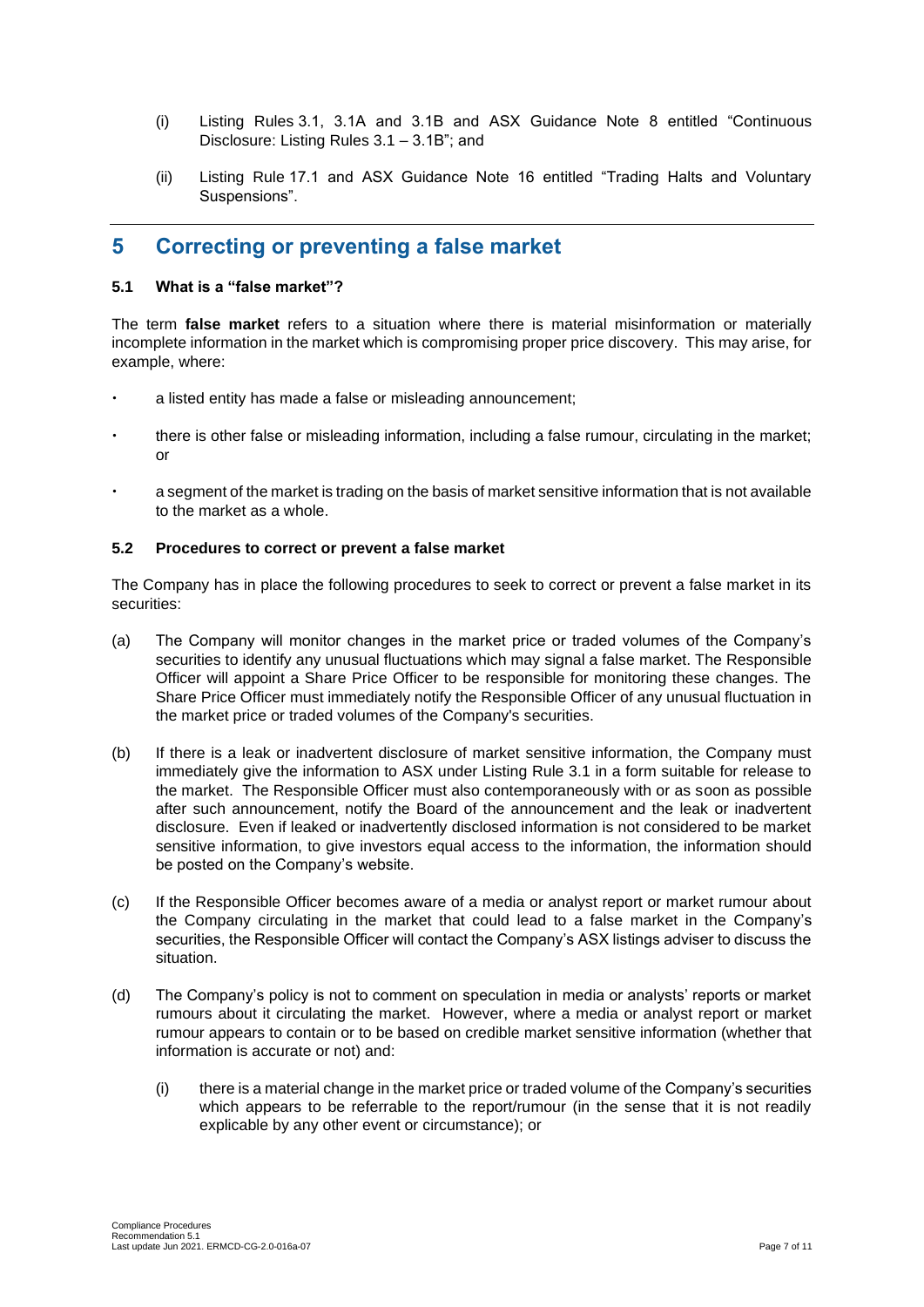(i) Listing Rules 3.1, 3.1A and 3.1B and ASX Guidance Note 8 entitled "Continuous Disclosure: Listing Rules 3.1 – 3.1B"; and

(ii) Listing Rule 17.1 and ASX Guidance Note 16 entitled "Trading Halts and Voluntary Suspensions".

## 5 Correcting or preventing a false market

### 5.1 What is a "false market"?

The term **false market** refers to a situation where there is material misinformation or materially incomplete information in the market which is compromising proper price discovery. This may arise, for example, where:

- a listed entity has made a false or misleading announcement;
- there is other false or misleading information, including a false rumour, circulating in the market; or
- a segment of the market is trading on the basis of market sensitive information that is not available to the market as a whole.

### 5.2 Procedures to correct or prevent a false market

The Company has in place the following procedures to seek to correct or prevent a false market in its securities:

(a) The Company will monitor changes in the market price or traded volumes of the Company's securities to identify any unusual fluctuations which may signal a false market. The Responsible Officer will appoint a Share Price Officer to be responsible for monitoring these changes. The Share Price Officer must immediately notify the Responsible Officer of any unusual fluctuation in the market price or traded volumes of the Company's securities.

(b) If there is a leak or inadvertent disclosure of market sensitive information, the Company must immediately give the information to ASX under Listing Rule 3.1 in a form suitable for release to the market. The Responsible Officer must also contemporaneously with or as soon as possible after such announcement, notify the Board of the announcement and the leak or inadvertent disclosure. Even if leaked or inadvertently disclosed information is not considered to be market sensitive information, to give investors equal access to the information, the information should be posted on the Company's website.

(c) If the Responsible Officer becomes aware of a media or analyst report or market rumour about the Company circulating in the market that could lead to a false market in the Company's securities, the Responsible Officer will contact the Company's ASX listings adviser to discuss the situation.

(d) The Company's policy is not to comment on speculation in media or analysts' reports or market rumours about it circulating the market. However, where a media or analyst report or market rumour appears to contain or to be based on credible market sensitive information (whether that information is accurate or not) and:

   (i) there is a material change in the market price or traded volume of the Company's securities which appears to be referrable to the report/rumour (in the sense that it is not readily explicable by any other event or circumstance); or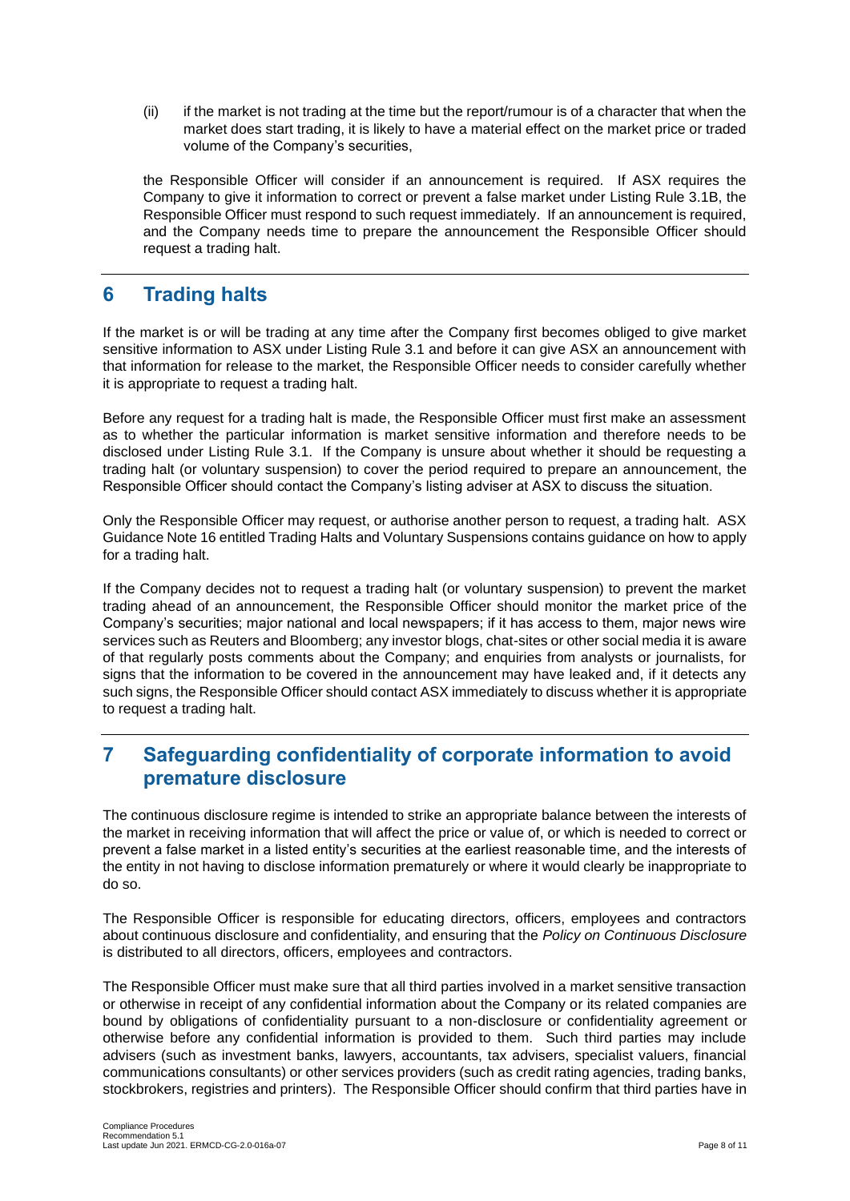(ii) if the market is not trading at the time but the report/rumour is of a character that when the market does start trading, it is likely to have a material effect on the market price or traded volume of the Company's securities,

the Responsible Officer will consider if an announcement is required. If ASX requires the Company to give it information to correct or prevent a false market under Listing Rule 3.1B, the Responsible Officer must respond to such request immediately. If an announcement is required, and the Company needs time to prepare the announcement the Responsible Officer should request a trading halt.

## 6 Trading halts

If the market is or will be trading at any time after the Company first becomes obliged to give market sensitive information to ASX under Listing Rule 3.1 and before it can give ASX an announcement with that information for release to the market, the Responsible Officer needs to consider carefully whether it is appropriate to request a trading halt.

Before any request for a trading halt is made, the Responsible Officer must first make an assessment as to whether the particular information is market sensitive information and therefore needs to be disclosed under Listing Rule 3.1. If the Company is unsure about whether it should be requesting a trading halt (or voluntary suspension) to cover the period required to prepare an announcement, the Responsible Officer should contact the Company's listing adviser at ASX to discuss the situation.

Only the Responsible Officer may request, or authorise another person to request, a trading halt. ASX Guidance Note 16 entitled Trading Halts and Voluntary Suspensions contains guidance on how to apply for a trading halt.

If the Company decides not to request a trading halt (or voluntary suspension) to prevent the market trading ahead of an announcement, the Responsible Officer should monitor the market price of the Company's securities; major national and local newspapers; if it has access to them, major news wire services such as Reuters and Bloomberg; any investor blogs, chat-sites or other social media it is aware of that regularly posts comments about the Company; and enquiries from analysts or journalists, for signs that the information to be covered in the announcement may have leaked and, if it detects any such signs, the Responsible Officer should contact ASX immediately to discuss whether it is appropriate to request a trading halt.

## 7 Safeguarding confidentiality of corporate information to avoid premature disclosure

The continuous disclosure regime is intended to strike an appropriate balance between the interests of the market in receiving information that will affect the price or value of, or which is needed to correct or prevent a false market in a listed entity's securities at the earliest reasonable time, and the interests of the entity in not having to disclose information prematurely or where it would clearly be inappropriate to do so.

The Responsible Officer is responsible for educating directors, officers, employees and contractors about continuous disclosure and confidentiality, and ensuring that the *Policy on Continuous Disclosure* is distributed to all directors, officers, employees and contractors.

The Responsible Officer must make sure that all third parties involved in a market sensitive transaction or otherwise in receipt of any confidential information about the Company or its related companies are bound by obligations of confidentiality pursuant to a non-disclosure or confidentiality agreement or otherwise before any confidential information is provided to them. Such third parties may include advisers (such as investment banks, lawyers, accountants, tax advisers, specialist valuers, financial communications consultants) or other services providers (such as credit rating agencies, trading banks, stockbrokers, registries and printers). The Responsible Officer should confirm that third parties have in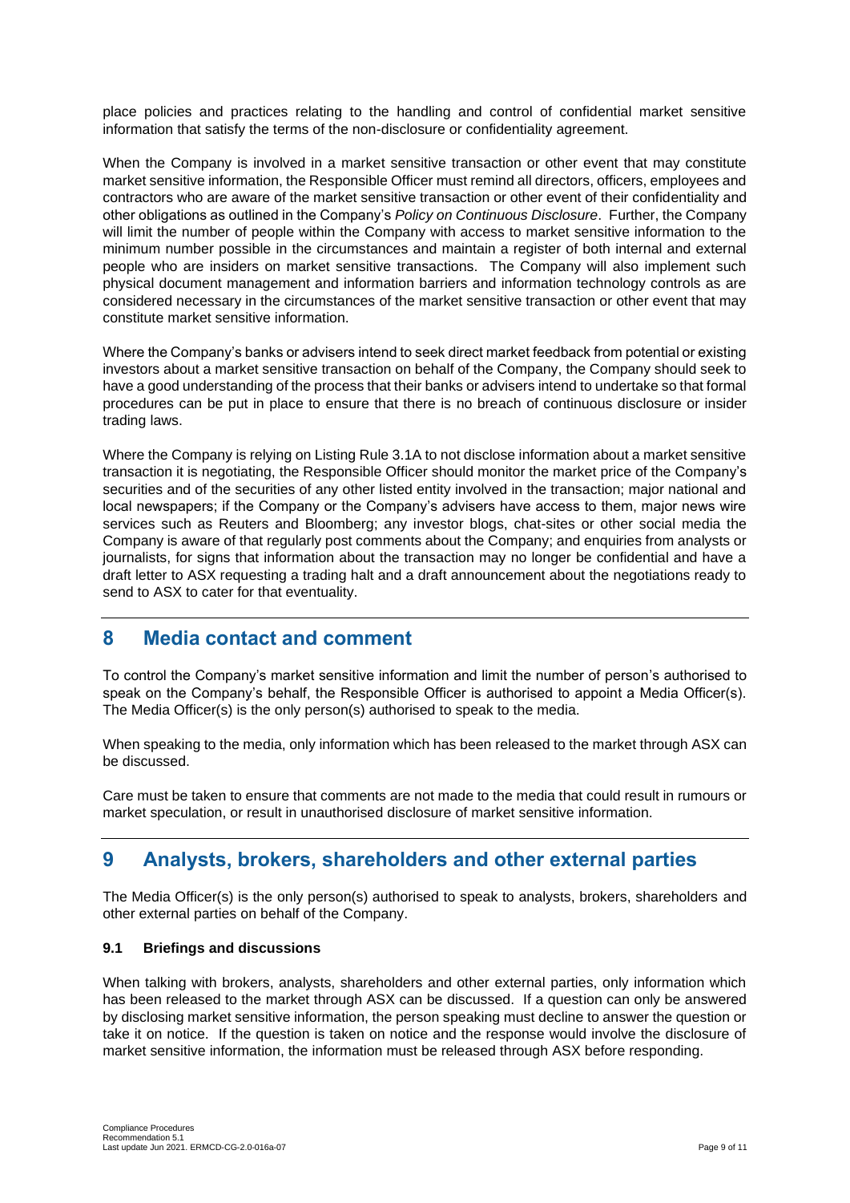place policies and practices relating to the handling and control of confidential market sensitive information that satisfy the terms of the non-disclosure or confidentiality agreement.

When the Company is involved in a market sensitive transaction or other event that may constitute market sensitive information, the Responsible Officer must remind all directors, officers, employees and contractors who are aware of the market sensitive transaction or other event of their confidentiality and other obligations as outlined in the Company's *Policy on Continuous Disclosure*. Further, the Company will limit the number of people within the Company with access to market sensitive information to the minimum number possible in the circumstances and maintain a register of both internal and external people who are insiders on market sensitive transactions. The Company will also implement such physical document management and information barriers and information technology controls as are considered necessary in the circumstances of the market sensitive transaction or other event that may constitute market sensitive information.

Where the Company's banks or advisers intend to seek direct market feedback from potential or existing investors about a market sensitive transaction on behalf of the Company, the Company should seek to have a good understanding of the process that their banks or advisers intend to undertake so that formal procedures can be put in place to ensure that there is no breach of continuous disclosure or insider trading laws.

Where the Company is relying on Listing Rule 3.1A to not disclose information about a market sensitive transaction it is negotiating, the Responsible Officer should monitor the market price of the Company's securities and of the securities of any other listed entity involved in the transaction; major national and local newspapers; if the Company or the Company's advisers have access to them, major news wire services such as Reuters and Bloomberg; any investor blogs, chat-sites or other social media the Company is aware of that regularly post comments about the Company; and enquiries from analysts or journalists, for signs that information about the transaction may no longer be confidential and have a draft letter to ASX requesting a trading halt and a draft announcement about the negotiations ready to send to ASX to cater for that eventuality.

## 8 Media contact and comment

To control the Company's market sensitive information and limit the number of person's authorised to speak on the Company's behalf, the Responsible Officer is authorised to appoint a Media Officer(s). The Media Officer(s) is the only person(s) authorised to speak to the media.

When speaking to the media, only information which has been released to the market through ASX can be discussed.

Care must be taken to ensure that comments are not made to the media that could result in rumours or market speculation, or result in unauthorised disclosure of market sensitive information.

## 9 Analysts, brokers, shareholders and other external parties

The Media Officer(s) is the only person(s) authorised to speak to analysts, brokers, shareholders and other external parties on behalf of the Company.

### 9.1 Briefings and discussions

When talking with brokers, analysts, shareholders and other external parties, only information which has been released to the market through ASX can be discussed. If a question can only be answered by disclosing market sensitive information, the person speaking must decline to answer the question or take it on notice. If the question is taken on notice and the response would involve the disclosure of market sensitive information, the information must be released through ASX before responding.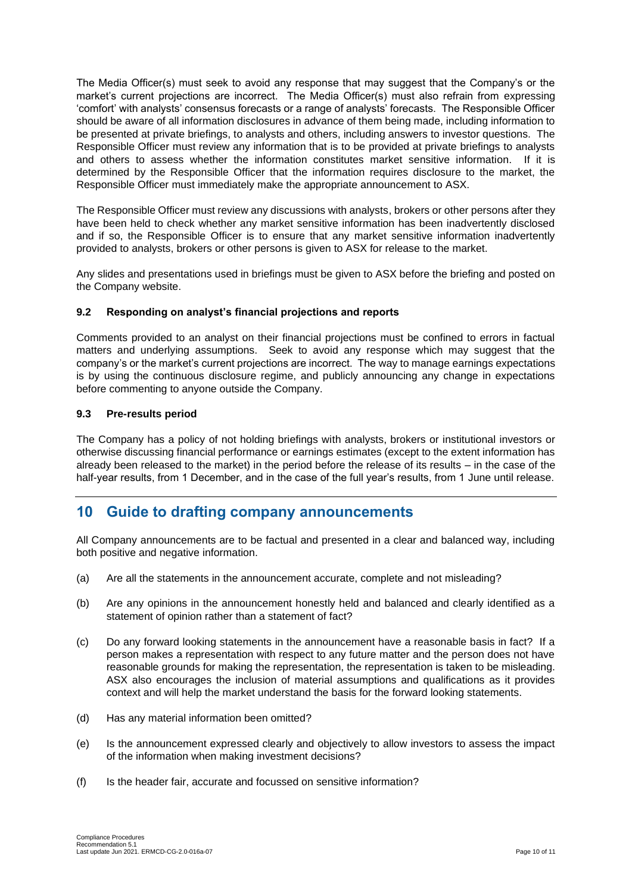The Media Officer(s) must seek to avoid any response that may suggest that the Company's or the market's current projections are incorrect. The Media Officer(s) must also refrain from expressing 'comfort' with analysts' consensus forecasts or a range of analysts' forecasts. The Responsible Officer should be aware of all information disclosures in advance of them being made, including information to be presented at private briefings, to analysts and others, including answers to investor questions. The Responsible Officer must review any information that is to be provided at private briefings to analysts and others to assess whether the information constitutes market sensitive information. If it is determined by the Responsible Officer that the information requires disclosure to the market, the Responsible Officer must immediately make the appropriate announcement to ASX.

The Responsible Officer must review any discussions with analysts, brokers or other persons after they have been held to check whether any market sensitive information has been inadvertently disclosed and if so, the Responsible Officer is to ensure that any market sensitive information inadvertently provided to analysts, brokers or other persons is given to ASX for release to the market.

Any slides and presentations used in briefings must be given to ASX before the briefing and posted on the Company website.

### 9.2 Responding on analyst's financial projections and reports

Comments provided to an analyst on their financial projections must be confined to errors in factual matters and underlying assumptions. Seek to avoid any response which may suggest that the company's or the market's current projections are incorrect. The way to manage earnings expectations is by using the continuous disclosure regime, and publicly announcing any change in expectations before commenting to anyone outside the Company.

### 9.3 Pre-results period

The Company has a policy of not holding briefings with analysts, brokers or institutional investors or otherwise discussing financial performance or earnings estimates (except to the extent information has already been released to the market) in the period before the release of its results – in the case of the half-year results, from 1 December, and in the case of the full year's results, from 1 June until release.

## 10 Guide to drafting company announcements

All Company announcements are to be factual and presented in a clear and balanced way, including both positive and negative information.

(a) Are all the statements in the announcement accurate, complete and not misleading?

(b) Are any opinions in the announcement honestly held and balanced and clearly identified as a statement of opinion rather than a statement of fact?

(c) Do any forward looking statements in the announcement have a reasonable basis in fact? If a person makes a representation with respect to any future matter and the person does not have reasonable grounds for making the representation, the representation is taken to be misleading. ASX also encourages the inclusion of material assumptions and qualifications as it provides context and will help the market understand the basis for the forward looking statements.

(d) Has any material information been omitted?

(e) Is the announcement expressed clearly and objectively to allow investors to assess the impact of the information when making investment decisions?

(f) Is the header fair, accurate and focussed on sensitive information?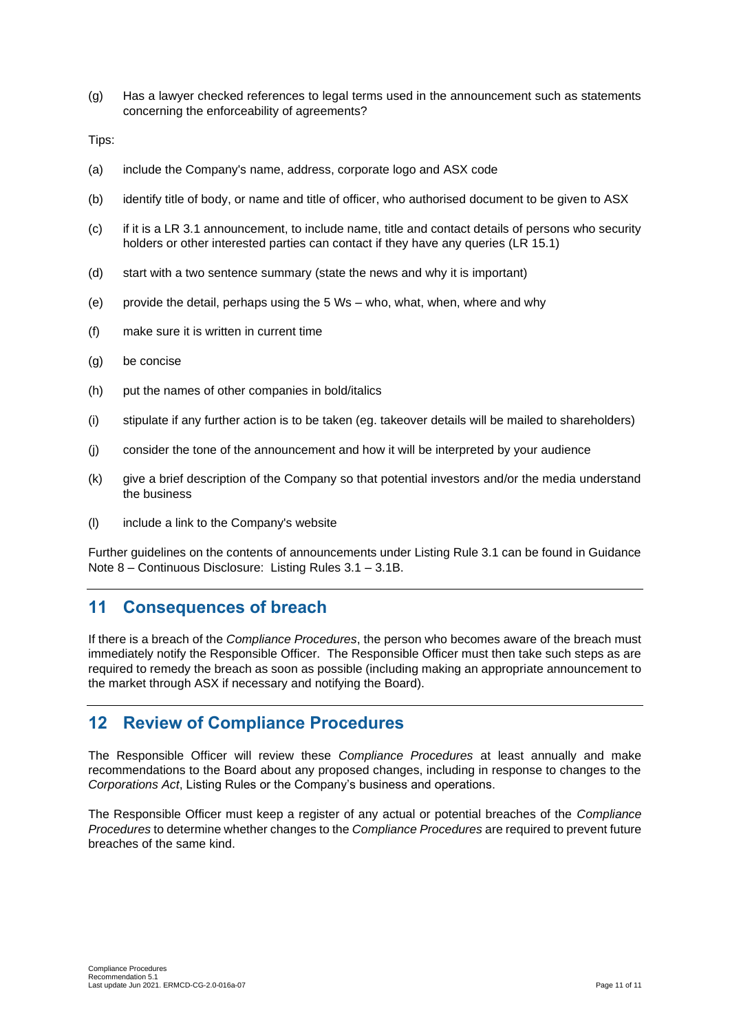(g) Has a lawyer checked references to legal terms used in the announcement such as statements concerning the enforceability of agreements?

Tips:

(a) include the Company's name, address, corporate logo and ASX code

(b) identify title of body, or name and title of officer, who authorised document to be given to ASX

(c) if it is a LR 3.1 announcement, to include name, title and contact details of persons who security holders or other interested parties can contact if they have any queries (LR 15.1)

(d) start with a two sentence summary (state the news and why it is important)

(e) provide the detail, perhaps using the 5 Ws – who, what, when, where and why

(f) make sure it is written in current time

(g) be concise

(h) put the names of other companies in bold/italics

(i) stipulate if any further action is to be taken (eg. takeover details will be mailed to shareholders)

(j) consider the tone of the announcement and how it will be interpreted by your audience

(k) give a brief description of the Company so that potential investors and/or the media understand the business

(l) include a link to the Company's website

Further guidelines on the contents of announcements under Listing Rule 3.1 can be found in Guidance Note 8 – Continuous Disclosure: Listing Rules 3.1 – 3.1B.

## 11 Consequences of breach

If there is a breach of the *Compliance Procedures*, the person who becomes aware of the breach must immediately notify the Responsible Officer. The Responsible Officer must then take such steps as are required to remedy the breach as soon as possible (including making an appropriate announcement to the market through ASX if necessary and notifying the Board).

## 12 Review of Compliance Procedures

The Responsible Officer will review these *Compliance Procedures* at least annually and make recommendations to the Board about any proposed changes, including in response to changes to the *Corporations Act*, Listing Rules or the Company's business and operations.

The Responsible Officer must keep a register of any actual or potential breaches of the *Compliance Procedures* to determine whether changes to the *Compliance Procedures* are required to prevent future breaches of the same kind.